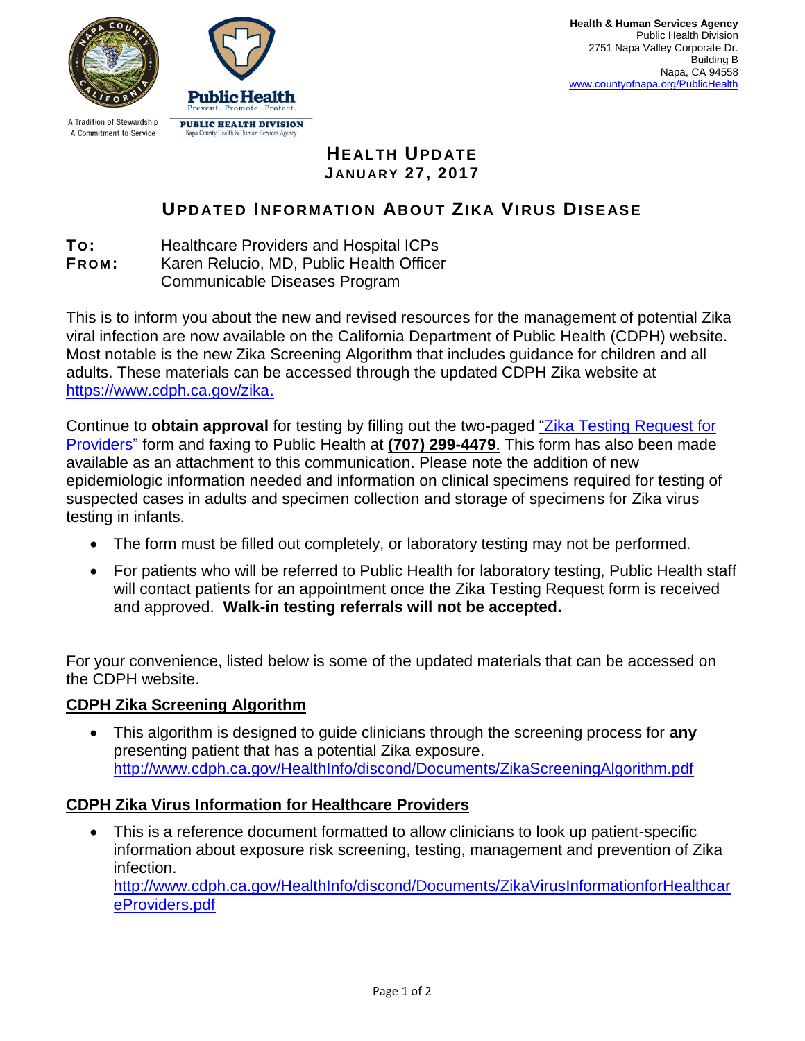A Tradition of Stewardship
A Commitment to Service

**Public Health**
Prevent. Promote. Protect.

**PUBLIC HEALTH DIVISION**
Napa County Health & Human Services Agency

**Health & Human Services Agency**
Public Health Division
2751 Napa Valley Corporate Dr.
Building B
Napa, CA 94558
www.countyofnapa.org/PublicHealth

# HEALTH UPDATE
**JANUARY 27, 2017**

## UPDATED INFORMATION ABOUT ZIKA VIRUS DISEASE

**TO:** Healthcare Providers and Hospital ICPs
**FROM:** Karen Relucio, MD, Public Health Officer
Communicable Diseases Program

This is to inform you about the new and revised resources for the management of potential Zika viral infection are now available on the California Department of Public Health (CDPH) website. Most notable is the new Zika Screening Algorithm that includes guidance for children and all adults. These materials can be accessed through the updated CDPH Zika website at https://www.cdph.ca.gov/zika.

Continue to **obtain approval** for testing by filling out the two-paged "Zika Testing Request for Providers" form and faxing to Public Health at **(707) 299-4479**. This form has also been made available as an attachment to this communication. Please note the addition of new epidemiologic information needed and information on clinical specimens required for testing of suspected cases in adults and specimen collection and storage of specimens for Zika virus testing in infants.

- The form must be filled out completely, or laboratory testing may not be performed.
- For patients who will be referred to Public Health for laboratory testing, Public Health staff will contact patients for an appointment once the Zika Testing Request form is received and approved. **Walk-in testing referrals will not be accepted.**

For your convenience, listed below is some of the updated materials that can be accessed on the CDPH website.

### CDPH Zika Screening Algorithm

- This algorithm is designed to guide clinicians through the screening process for **any** presenting patient that has a potential Zika exposure.
  http://www.cdph.ca.gov/HealthInfo/discond/Documents/ZikaScreeningAlgorithm.pdf

### CDPH Zika Virus Information for Healthcare Providers

- This is a reference document formatted to allow clinicians to look up patient-specific information about exposure risk screening, testing, management and prevention of Zika infection.
  http://www.cdph.ca.gov/HealthInfo/discond/Documents/ZikaVirusInformationforHealthcareProviders.pdf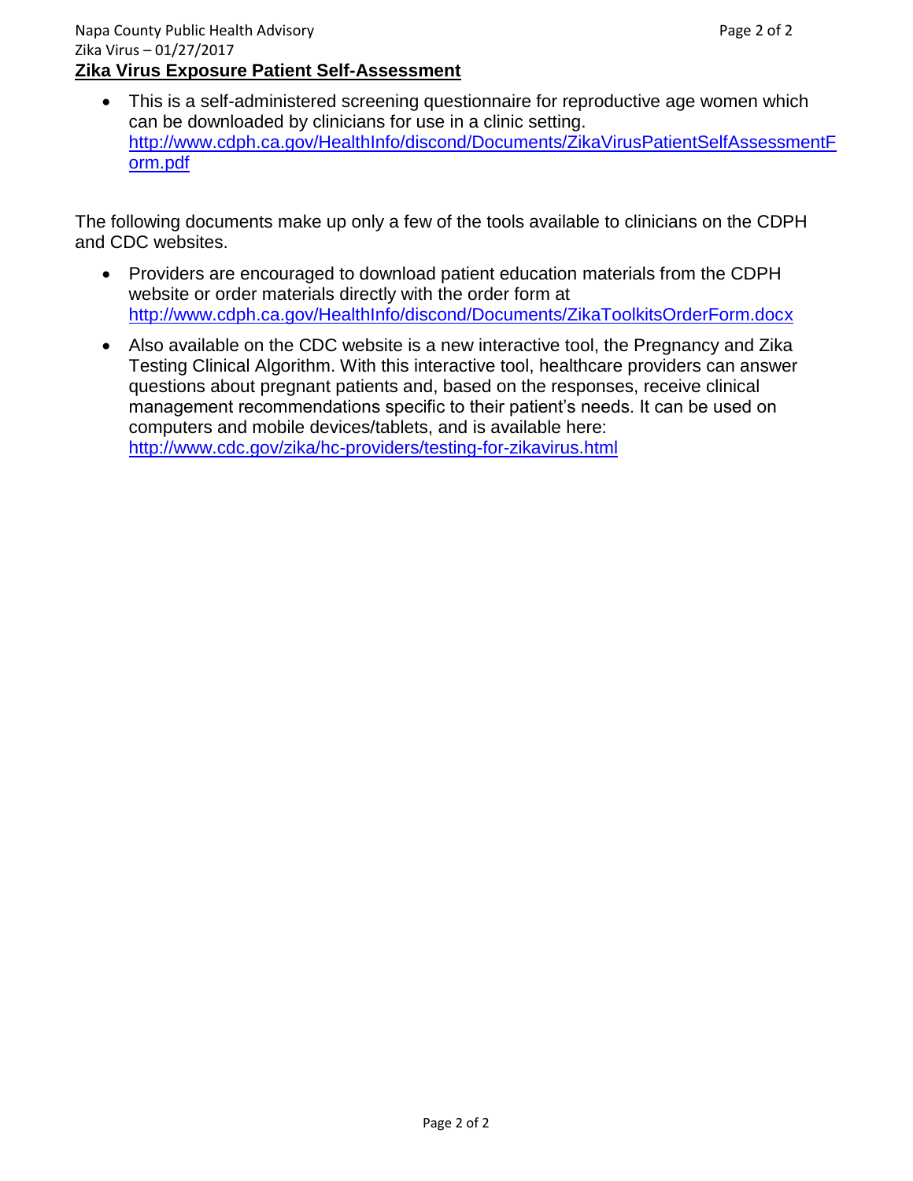## Zika Virus Exposure Patient Self-Assessment

- This is a self-administered screening questionnaire for reproductive age women which can be downloaded by clinicians for use in a clinic setting. http://www.cdph.ca.gov/HealthInfo/discond/Documents/ZikaVirusPatientSelfAssessmentForm.pdf

The following documents make up only a few of the tools available to clinicians on the CDPH and CDC websites.

- Providers are encouraged to download patient education materials from the CDPH website or order materials directly with the order form at http://www.cdph.ca.gov/HealthInfo/discond/Documents/ZikaToolkitsOrderForm.docx
- Also available on the CDC website is a new interactive tool, the Pregnancy and Zika Testing Clinical Algorithm. With this interactive tool, healthcare providers can answer questions about pregnant patients and, based on the responses, receive clinical management recommendations specific to their patient's needs. It can be used on computers and mobile devices/tablets, and is available here: http://www.cdc.gov/zika/hc-providers/testing-for-zikavirus.html